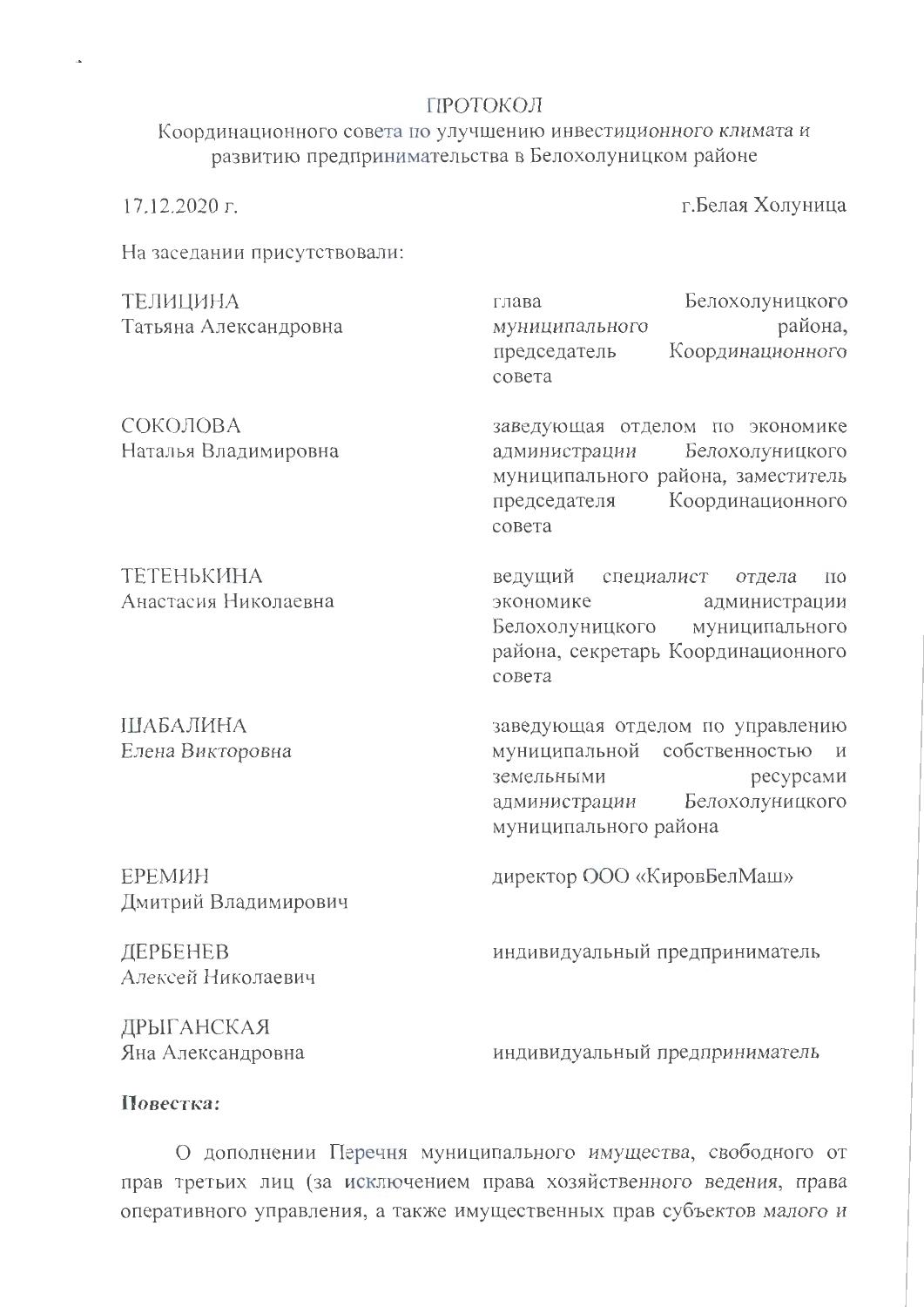# ПРОТОКОЛ

Координационного совета по улучшению инвестиционного климата и развитию предпринимательства в Белохолуницком районе

17.12.2020 г. г.Белая Холуница

На заседании присутствовали:

| | |
|---|---|
| ТЕЛИЦИНА Татьяна Александровна | глава Белохолуницкого муниципального района, председатель Координационного совета |
| СОКОЛОВА Наталья Владимировна | заведующая отделом по экономике администрации Белохолуницкого муниципального района, заместитель председателя Координационного совета |
| ТЕТЕНЬКИНА Анастасия Николаевна | ведущий специалист отдела по экономике администрации Белохолуницкого муниципального района, секретарь Координационного совета |
| ШАБАЛИНА Елена Викторовна | заведующая отделом по управлению муниципальной собственностью и земельными ресурсами администрации Белохолуницкого муниципального района |
| ЕРЕМИН Дмитрий Владимирович | директор ООО «КировБелМаш» |
| ДЕРБЕНЕВ Алексей Николаевич | индивидуальный предприниматель |
| ДРЫГАНСКАЯ Яна Александровна | индивидуальный предприниматель |

**Повестка:**

О дополнении Перечня муниципального имущества, свободного от прав третьих лиц (за исключением права хозяйственного ведения, права оперативного управления, а также имущественных прав субъектов малого и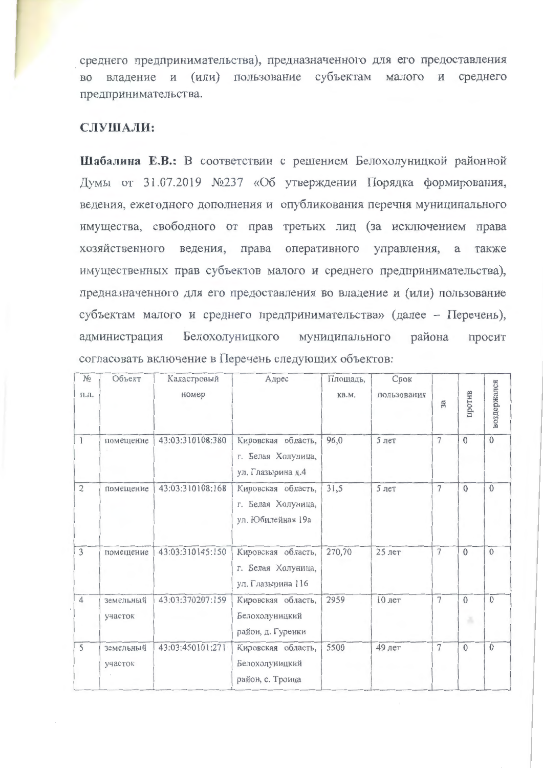среднего предпринимательства), предназначенного для его предоставления во владение и (или) пользование субъектам малого и среднего предпринимательства.

**СЛУШАЛИ:**

**Шабалина Е.В.:** В соответствии с решением Белохолуницкой районной Думы от 31.07.2019 №237 «Об утверждении Порядка формирования, ведения, ежегодного дополнения и опубликования перечня муниципального имущества, свободного от прав третьих лиц (за исключением права хозяйственного ведения, права оперативного управления, а также имущественных прав субъектов малого и среднего предпринимательства), предназначенного для его предоставления во владение и (или) пользование субъектам малого и среднего предпринимательства» (далее – Перечень), администрация Белохолуницкого муниципального района просит согласовать включение в Перечень следующих объектов:

| № п.п. | Объект | Кадастровый номер | Адрес | Площадь, кв.м. | Срок пользования | за | против | воздержался |
|---|---|---|---|---|---|---|---|---|
| 1 | помещение | 43:03:310108:380 | Кировская область, г. Белая Холуница, ул. Глазырина д.4 | 96,0 | 5 лет | 7 | 0 | 0 |
| 2 | помещение | 43:03:310108:168 | Кировская область, г. Белая Холуница, ул. Юбилейная 19а | 31,5 | 5 лет | 7 | 0 | 0 |
| 3 | помещение | 43:03:310145:150 | Кировская область, г. Белая Холуница, ул. Глазырина 116 | 270,70 | 25 лет | 7 | 0 | 0 |
| 4 | земельный участок | 43:03:370207:159 | Кировская область, Белохолуницкий район, д. Гуренки | 2959 | 10 лет | 7 | 0 | 0 |
| 5 | земельный участок | 43:03:450101:271 | Кировская область, Белохолуницкий район, с. Троица | 5500 | 49 лет | 7 | 0 | 0 |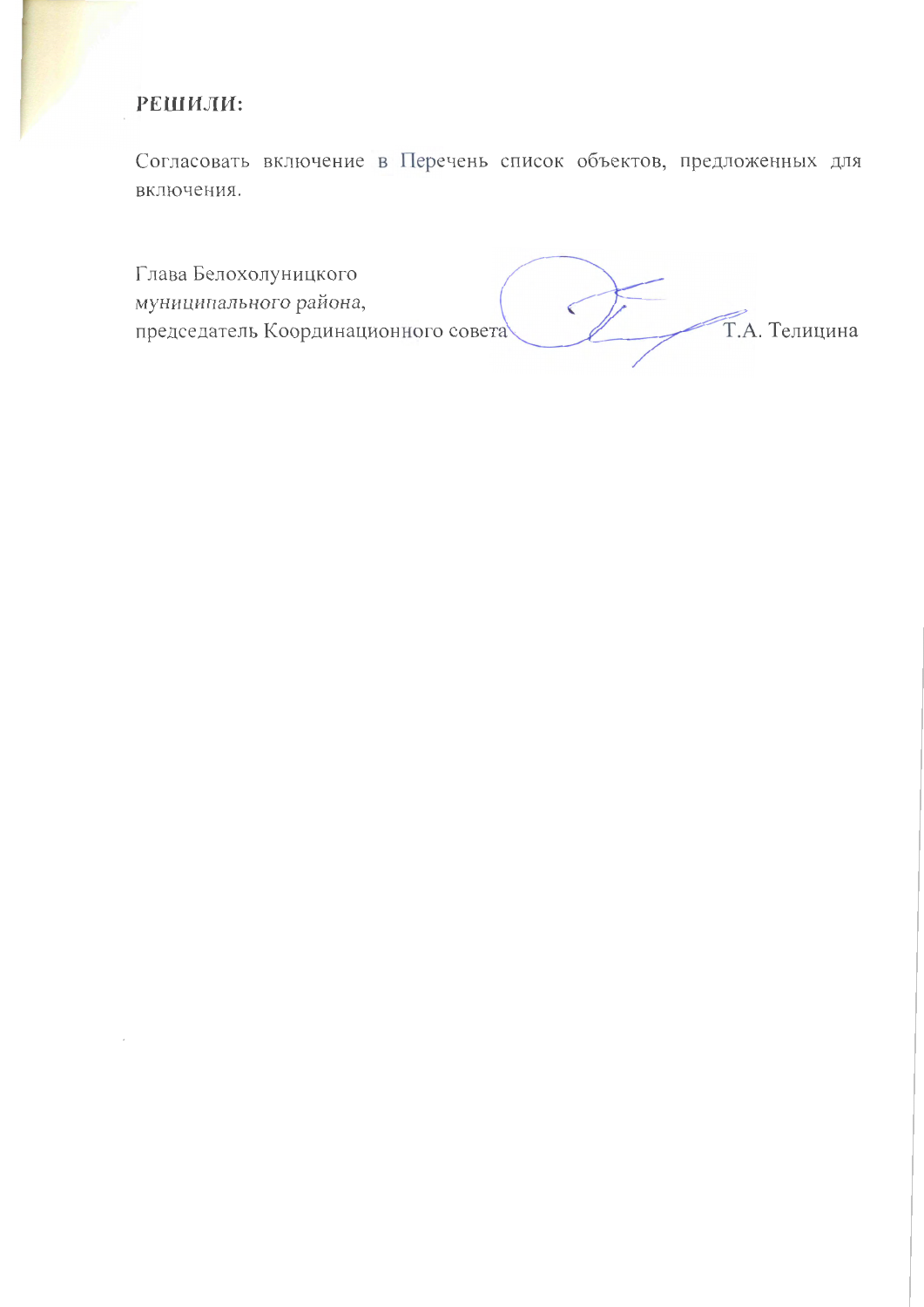**РЕШИЛИ:**

Согласовать включение в Перечень список объектов, предложенных для включения.

Глава Белохолуницкого
*муниципального района*,
председатель Координационного совета Т.А. Телицина